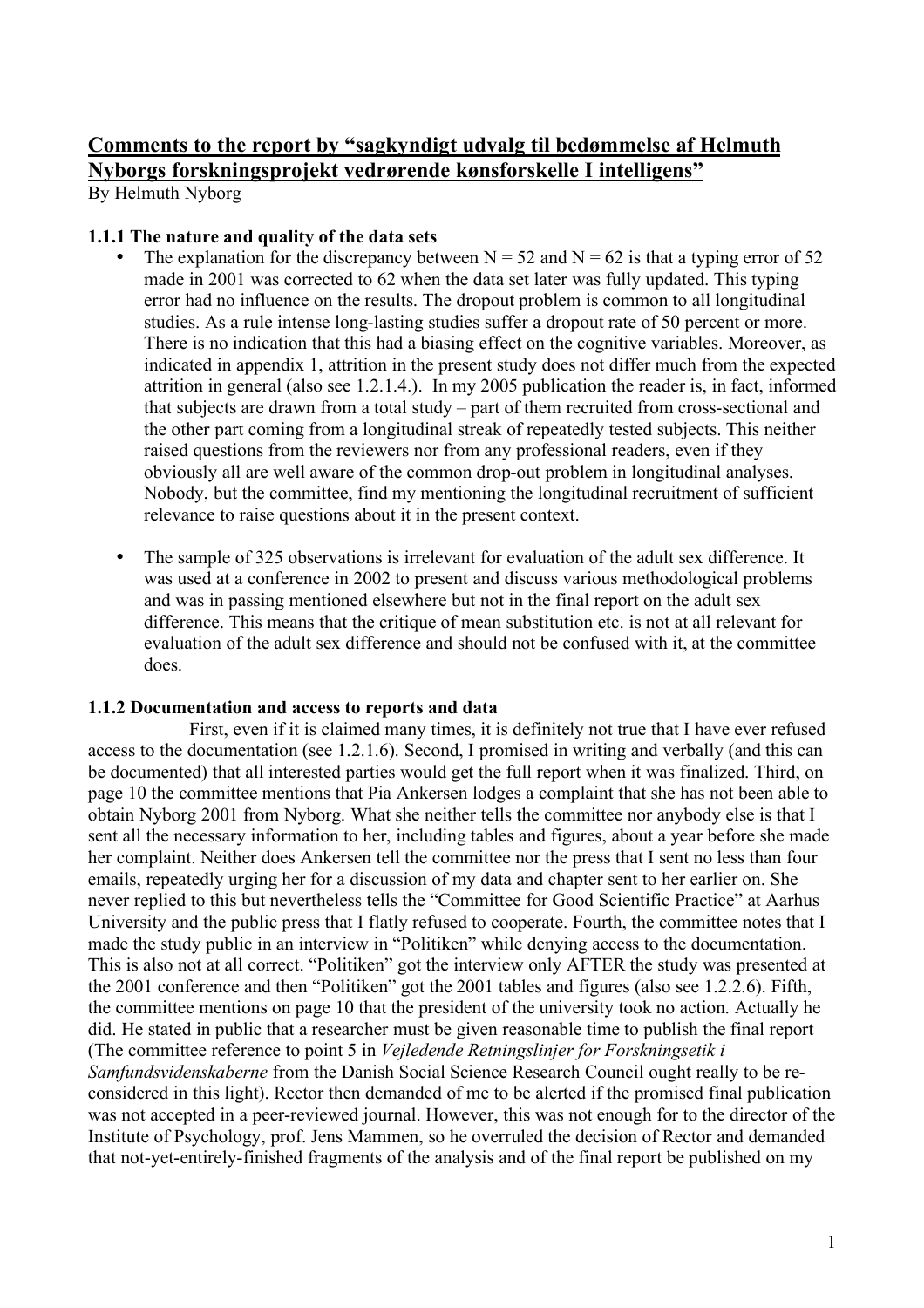# Comments to the report by "sagkyndigt udvalg til bedømmelse af Helmuth Nyborgs forskningsprojekt vedrørende kønsforskelle I intelligens"

By Helmuth Nyborg

### 1.1.1 The nature and quality of the data sets

- The explanation for the discrepancy between N = 52 and N = 62 is that a typing error of 52 made in 2001 was corrected to 62 when the data set later was fully updated. This typing error had no influence on the results. The dropout problem is common to all longitudinal studies. As a rule intense long-lasting studies suffer a dropout rate of 50 percent or more. There is no indication that this had a biasing effect on the cognitive variables. Moreover, as indicated in appendix 1, attrition in the present study does not differ much from the expected attrition in general (also see 1.2.1.4.). In my 2005 publication the reader is, in fact, informed that subjects are drawn from a total study – part of them recruited from cross-sectional and the other part coming from a longitudinal streak of repeatedly tested subjects. This neither raised questions from the reviewers nor from any professional readers, even if they obviously all are well aware of the common drop-out problem in longitudinal analyses. Nobody, but the committee, find my mentioning the longitudinal recruitment of sufficient relevance to raise questions about it in the present context.

- The sample of 325 observations is irrelevant for evaluation of the adult sex difference. It was used at a conference in 2002 to present and discuss various methodological problems and was in passing mentioned elsewhere but not in the final report on the adult sex difference. This means that the critique of mean substitution etc. is not at all relevant for evaluation of the adult sex difference and should not be confused with it, at the committee does.

### 1.1.2 Documentation and access to reports and data

First, even if it is claimed many times, it is definitely not true that I have ever refused access to the documentation (see 1.2.1.6). Second, I promised in writing and verbally (and this can be documented) that all interested parties would get the full report when it was finalized. Third, on page 10 the committee mentions that Pia Ankersen lodges a complaint that she has not been able to obtain Nyborg 2001 from Nyborg. What she neither tells the committee nor anybody else is that I sent all the necessary information to her, including tables and figures, about a year before she made her complaint. Neither does Ankersen tell the committee nor the press that I sent no less than four emails, repeatedly urging her for a discussion of my data and chapter sent to her earlier on. She never replied to this but nevertheless tells the "Committee for Good Scientific Practice" at Aarhus University and the public press that I flatly refused to cooperate. Fourth, the committee notes that I made the study public in an interview in "Politiken" while denying access to the documentation. This is also not at all correct. "Politiken" got the interview only AFTER the study was presented at the 2001 conference and then "Politiken" got the 2001 tables and figures (also see 1.2.2.6). Fifth, the committee mentions on page 10 that the president of the university took no action. Actually he did. He stated in public that a researcher must be given reasonable time to publish the final report (The committee reference to point 5 in *Vejledende Retningslinjer for Forskningsetik i Samfundsvidenskaberne* from the Danish Social Science Research Council ought really to be re-considered in this light). Rector then demanded of me to be alerted if the promised final publication was not accepted in a peer-reviewed journal. However, this was not enough for to the director of the Institute of Psychology, prof. Jens Mammen, so he overruled the decision of Rector and demanded that not-yet-entirely-finished fragments of the analysis and of the final report be published on my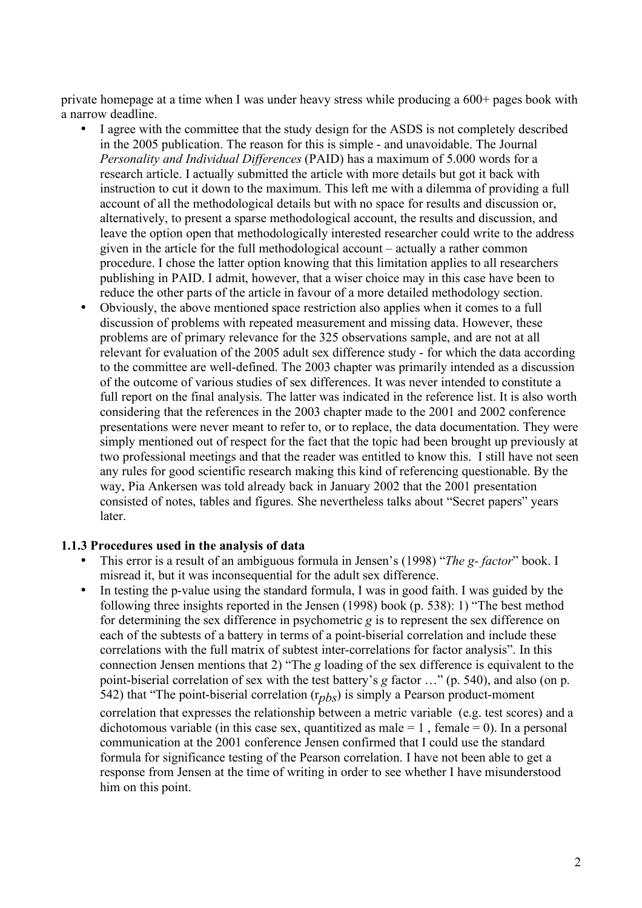private homepage at a time when I was under heavy stress while producing a 600+ pages book with a narrow deadline.

- I agree with the committee that the study design for the ASDS is not completely described in the 2005 publication. The reason for this is simple - and unavoidable. The Journal *Personality and Individual Differences* (PAID) has a maximum of 5.000 words for a research article. I actually submitted the article with more details but got it back with instruction to cut it down to the maximum. This left me with a dilemma of providing a full account of all the methodological details but with no space for results and discussion or, alternatively, to present a sparse methodological account, the results and discussion, and leave the option open that methodologically interested researcher could write to the address given in the article for the full methodological account – actually a rather common procedure. I chose the latter option knowing that this limitation applies to all researchers publishing in PAID. I admit, however, that a wiser choice may in this case have been to reduce the other parts of the article in favour of a more detailed methodology section.
- Obviously, the above mentioned space restriction also applies when it comes to a full discussion of problems with repeated measurement and missing data. However, these problems are of primary relevance for the 325 observations sample, and are not at all relevant for evaluation of the 2005 adult sex difference study - for which the data according to the committee are well-defined. The 2003 chapter was primarily intended as a discussion of the outcome of various studies of sex differences. It was never intended to constitute a full report on the final analysis. The latter was indicated in the reference list. It is also worth considering that the references in the 2003 chapter made to the 2001 and 2002 conference presentations were never meant to refer to, or to replace, the data documentation. They were simply mentioned out of respect for the fact that the topic had been brought up previously at two professional meetings and that the reader was entitled to know this. I still have not seen any rules for good scientific research making this kind of referencing questionable. By the way, Pia Ankersen was told already back in January 2002 that the 2001 presentation consisted of notes, tables and figures. She nevertheless talks about "Secret papers" years later.

**1.1.3 Procedures used in the analysis of data**

- This error is a result of an ambiguous formula in Jensen's (1998) "*The g- factor*" book. I misread it, but it was inconsequential for the adult sex difference.
- In testing the p-value using the standard formula, I was in good faith. I was guided by the following three insights reported in the Jensen (1998) book (p. 538): 1) "The best method for determining the sex difference in psychometric *g* is to represent the sex difference on each of the subtests of a battery in terms of a point-biserial correlation and include these correlations with the full matrix of subtest inter-correlations for factor analysis". In this connection Jensen mentions that 2) "The *g* loading of the sex difference is equivalent to the point-biserial correlation of sex with the test battery's *g* factor …" (p. 540), and also (on p. 542) that "The point-biserial correlation ($r_{pbs}$) is simply a Pearson product-moment correlation that expresses the relationship between a metric variable (e.g. test scores) and a dichotomous variable (in this case sex, quantitized as male = 1 , female = 0). In a personal communication at the 2001 conference Jensen confirmed that I could use the standard formula for significance testing of the Pearson correlation. I have not been able to get a response from Jensen at the time of writing in order to see whether I have misunderstood him on this point.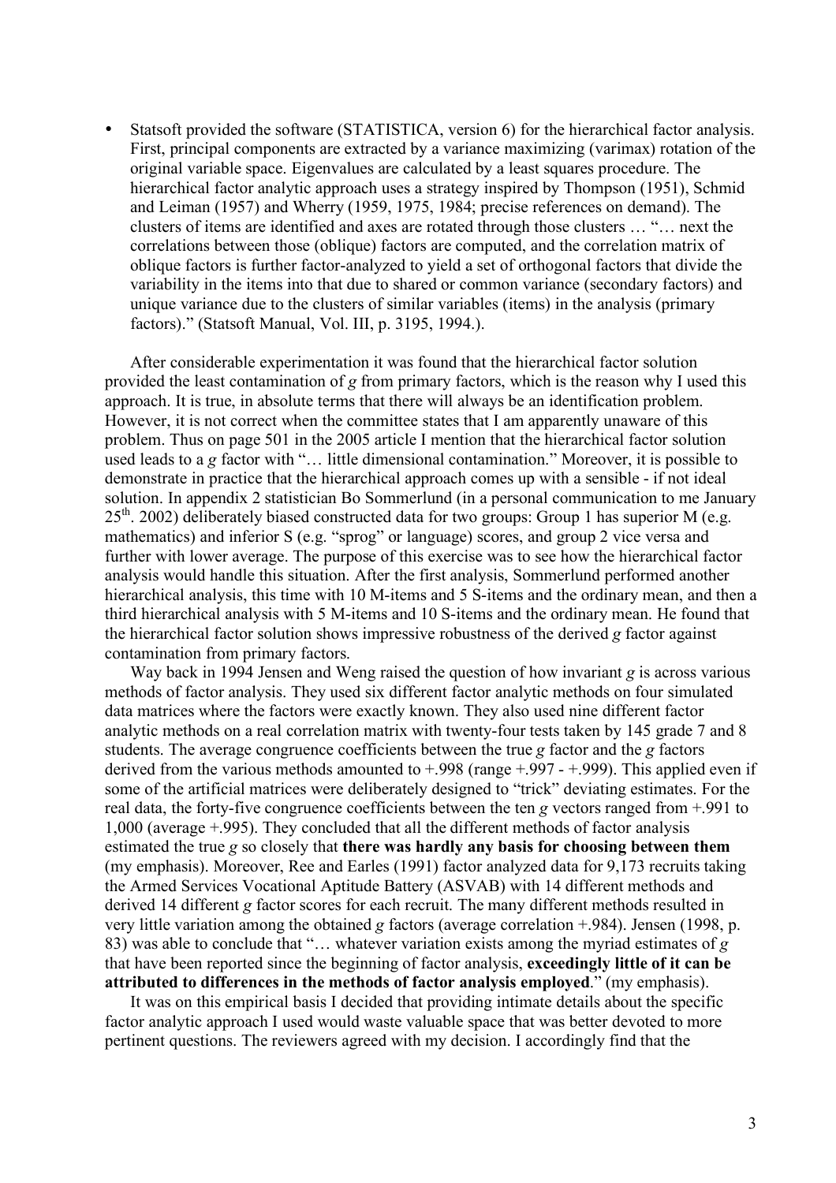- Statsoft provided the software (STATISTICA, version 6) for the hierarchical factor analysis. First, principal components are extracted by a variance maximizing (varimax) rotation of the original variable space. Eigenvalues are calculated by a least squares procedure. The hierarchical factor analytic approach uses a strategy inspired by Thompson (1951), Schmid and Leiman (1957) and Wherry (1959, 1975, 1984; precise references on demand). The clusters of items are identified and axes are rotated through those clusters … "… next the correlations between those (oblique) factors are computed, and the correlation matrix of oblique factors is further factor-analyzed to yield a set of orthogonal factors that divide the variability in the items into that due to shared or common variance (secondary factors) and unique variance due to the clusters of similar variables (items) in the analysis (primary factors)." (Statsoft Manual, Vol. III, p. 3195, 1994.).

After considerable experimentation it was found that the hierarchical factor solution provided the least contamination of *g* from primary factors, which is the reason why I used this approach. It is true, in absolute terms that there will always be an identification problem. However, it is not correct when the committee states that I am apparently unaware of this problem. Thus on page 501 in the 2005 article I mention that the hierarchical factor solution used leads to a *g* factor with "… little dimensional contamination." Moreover, it is possible to demonstrate in practice that the hierarchical approach comes up with a sensible - if not ideal solution. In appendix 2 statistician Bo Sommerlund (in a personal communication to me January 25th. 2002) deliberately biased constructed data for two groups: Group 1 has superior M (e.g. mathematics) and inferior S (e.g. "sprog" or language) scores, and group 2 vice versa and further with lower average. The purpose of this exercise was to see how the hierarchical factor analysis would handle this situation. After the first analysis, Sommerlund performed another hierarchical analysis, this time with 10 M-items and 5 S-items and the ordinary mean, and then a third hierarchical analysis with 5 M-items and 10 S-items and the ordinary mean. He found that the hierarchical factor solution shows impressive robustness of the derived *g* factor against contamination from primary factors.

Way back in 1994 Jensen and Weng raised the question of how invariant *g* is across various methods of factor analysis. They used six different factor analytic methods on four simulated data matrices where the factors were exactly known. They also used nine different factor analytic methods on a real correlation matrix with twenty-four tests taken by 145 grade 7 and 8 students. The average congruence coefficients between the true *g* factor and the *g* factors derived from the various methods amounted to +.998 (range +.997 - +.999). This applied even if some of the artificial matrices were deliberately designed to "trick" deviating estimates. For the real data, the forty-five congruence coefficients between the ten *g* vectors ranged from +.991 to 1,000 (average +.995). They concluded that all the different methods of factor analysis estimated the true *g* so closely that **there was hardly any basis for choosing between them** (my emphasis). Moreover, Ree and Earles (1991) factor analyzed data for 9,173 recruits taking the Armed Services Vocational Aptitude Battery (ASVAB) with 14 different methods and derived 14 different *g* factor scores for each recruit. The many different methods resulted in very little variation among the obtained *g* factors (average correlation +.984). Jensen (1998, p. 83) was able to conclude that "… whatever variation exists among the myriad estimates of *g* that have been reported since the beginning of factor analysis, **exceedingly little of it can be attributed to differences in the methods of factor analysis employed**." (my emphasis).

It was on this empirical basis I decided that providing intimate details about the specific factor analytic approach I used would waste valuable space that was better devoted to more pertinent questions. The reviewers agreed with my decision. I accordingly find that the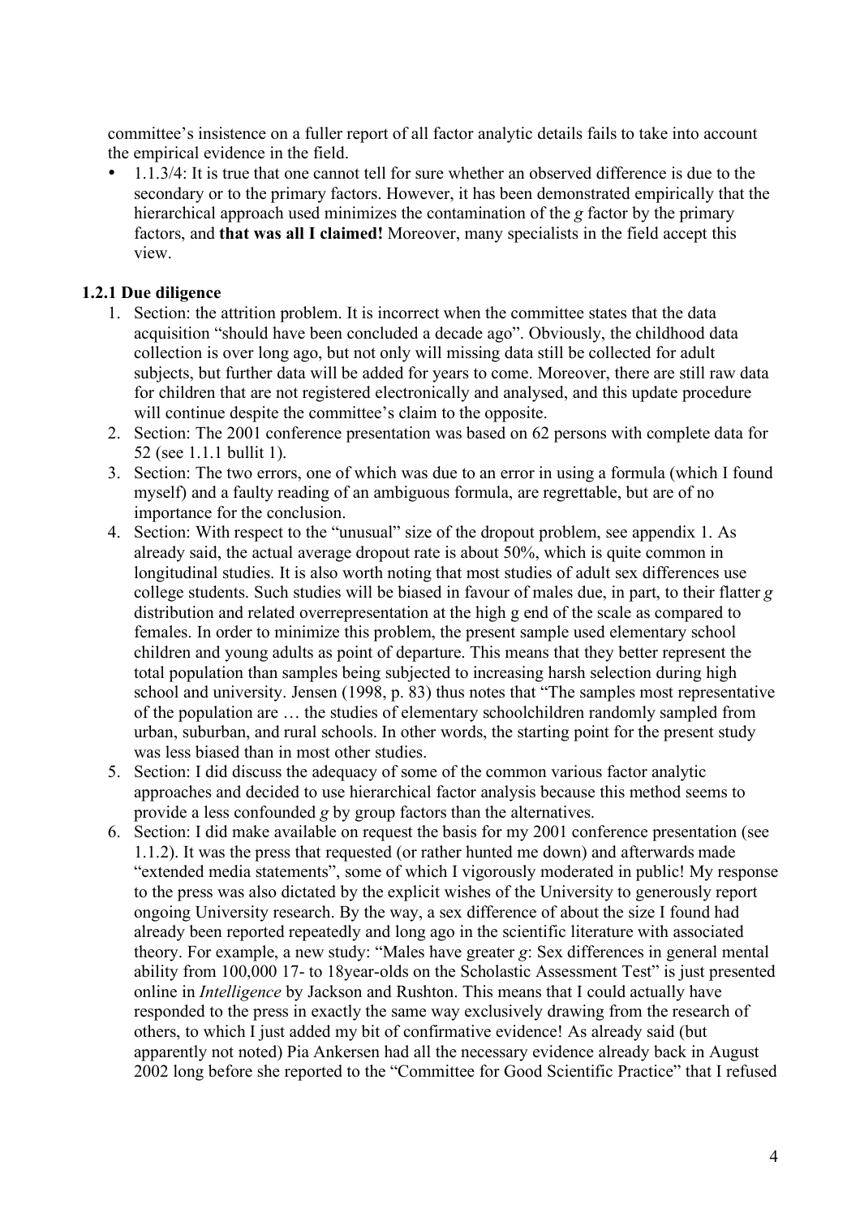committee's insistence on a fuller report of all factor analytic details fails to take into account the empirical evidence in the field.

- 1.1.3/4: It is true that one cannot tell for sure whether an observed difference is due to the secondary or to the primary factors. However, it has been demonstrated empirically that the hierarchical approach used minimizes the contamination of the *g* factor by the primary factors, and **that was all I claimed!** Moreover, many specialists in the field accept this view.

### 1.2.1 Due diligence

1. Section: the attrition problem. It is incorrect when the committee states that the data acquisition "should have been concluded a decade ago". Obviously, the childhood data collection is over long ago, but not only will missing data still be collected for adult subjects, but further data will be added for years to come. Moreover, there are still raw data for children that are not registered electronically and analysed, and this update procedure will continue despite the committee's claim to the opposite.
2. Section: The 2001 conference presentation was based on 62 persons with complete data for 52 (see 1.1.1 bullit 1).
3. Section: The two errors, one of which was due to an error in using a formula (which I found myself) and a faulty reading of an ambiguous formula, are regrettable, but are of no importance for the conclusion.
4. Section: With respect to the "unusual" size of the dropout problem, see appendix 1. As already said, the actual average dropout rate is about 50%, which is quite common in longitudinal studies. It is also worth noting that most studies of adult sex differences use college students. Such studies will be biased in favour of males due, in part, to their flatter *g* distribution and related overrepresentation at the high g end of the scale as compared to females. In order to minimize this problem, the present sample used elementary school children and young adults as point of departure. This means that they better represent the total population than samples being subjected to increasing harsh selection during high school and university. Jensen (1998, p. 83) thus notes that "The samples most representative of the population are … the studies of elementary schoolchildren randomly sampled from urban, suburban, and rural schools. In other words, the starting point for the present study was less biased than in most other studies.
5. Section: I did discuss the adequacy of some of the common various factor analytic approaches and decided to use hierarchical factor analysis because this method seems to provide a less confounded *g* by group factors than the alternatives.
6. Section: I did make available on request the basis for my 2001 conference presentation (see 1.1.2). It was the press that requested (or rather hunted me down) and afterwards made "extended media statements", some of which I vigorously moderated in public! My response to the press was also dictated by the explicit wishes of the University to generously report ongoing University research. By the way, a sex difference of about the size I found had already been reported repeatedly and long ago in the scientific literature with associated theory. For example, a new study: "Males have greater *g*: Sex differences in general mental ability from 100,000 17- to 18year-olds on the Scholastic Assessment Test" is just presented online in *Intelligence* by Jackson and Rushton. This means that I could actually have responded to the press in exactly the same way exclusively drawing from the research of others, to which I just added my bit of confirmative evidence! As already said (but apparently not noted) Pia Ankersen had all the necessary evidence already back in August 2002 long before she reported to the "Committee for Good Scientific Practice" that I refused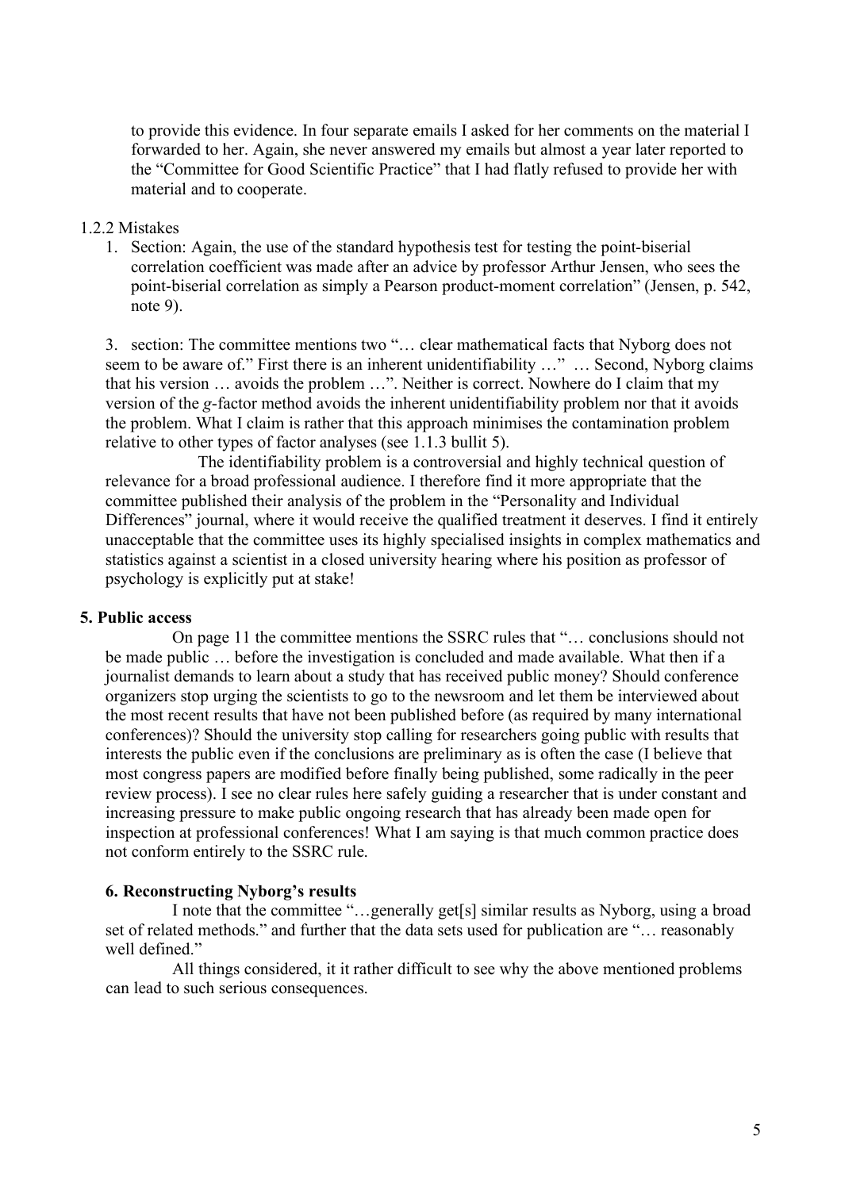to provide this evidence. In four separate emails I asked for her comments on the material I forwarded to her. Again, she never answered my emails but almost a year later reported to the "Committee for Good Scientific Practice" that I had flatly refused to provide her with material and to cooperate.

1.2.2 Mistakes

1. Section: Again, the use of the standard hypothesis test for testing the point-biserial correlation coefficient was made after an advice by professor Arthur Jensen, who sees the point-biserial correlation as simply a Pearson product-moment correlation" (Jensen, p. 542, note 9).

3. section: The committee mentions two "… clear mathematical facts that Nyborg does not seem to be aware of." First there is an inherent unidentifiability …" … Second, Nyborg claims that his version … avoids the problem …". Neither is correct. Nowhere do I claim that my version of the *g*-factor method avoids the inherent unidentifiability problem nor that it avoids the problem. What I claim is rather that this approach minimises the contamination problem relative to other types of factor analyses (see 1.1.3 bullit 5).

The identifiability problem is a controversial and highly technical question of relevance for a broad professional audience. I therefore find it more appropriate that the committee published their analysis of the problem in the "Personality and Individual Differences" journal, where it would receive the qualified treatment it deserves. I find it entirely unacceptable that the committee uses its highly specialised insights in complex mathematics and statistics against a scientist in a closed university hearing where his position as professor of psychology is explicitly put at stake!

**5. Public access**

On page 11 the committee mentions the SSRC rules that "… conclusions should not be made public … before the investigation is concluded and made available. What then if a journalist demands to learn about a study that has received public money? Should conference organizers stop urging the scientists to go to the newsroom and let them be interviewed about the most recent results that have not been published before (as required by many international conferences)? Should the university stop calling for researchers going public with results that interests the public even if the conclusions are preliminary as is often the case (I believe that most congress papers are modified before finally being published, some radically in the peer review process). I see no clear rules here safely guiding a researcher that is under constant and increasing pressure to make public ongoing research that has already been made open for inspection at professional conferences! What I am saying is that much common practice does not conform entirely to the SSRC rule.

**6. Reconstructing Nyborg's results**

I note that the committee "…generally get[s] similar results as Nyborg, using a broad set of related methods." and further that the data sets used for publication are "… reasonably well defined."

All things considered, it it rather difficult to see why the above mentioned problems can lead to such serious consequences.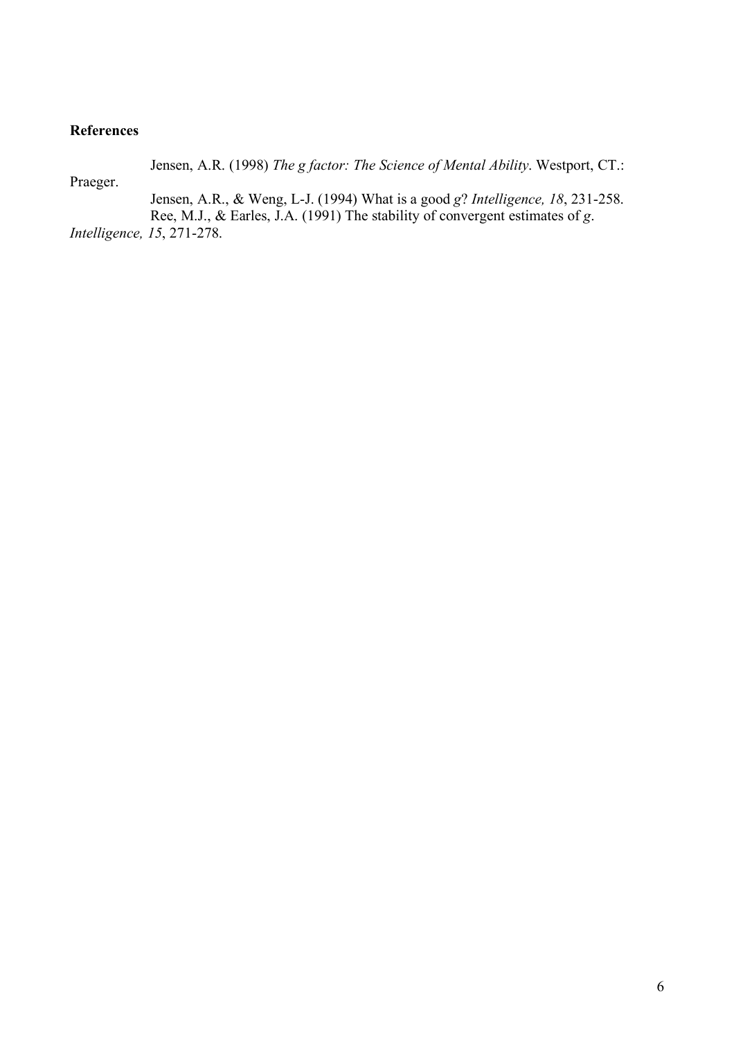**References**

Jensen, A.R. (1998) *The g factor: The Science of Mental Ability*. Westport, CT.: Praeger.

Jensen, A.R., & Weng, L-J. (1994) What is a good *g*? *Intelligence, 18*, 231-258.

Ree, M.J., & Earles, J.A. (1991) The stability of convergent estimates of *g*. *Intelligence, 15*, 271-278.